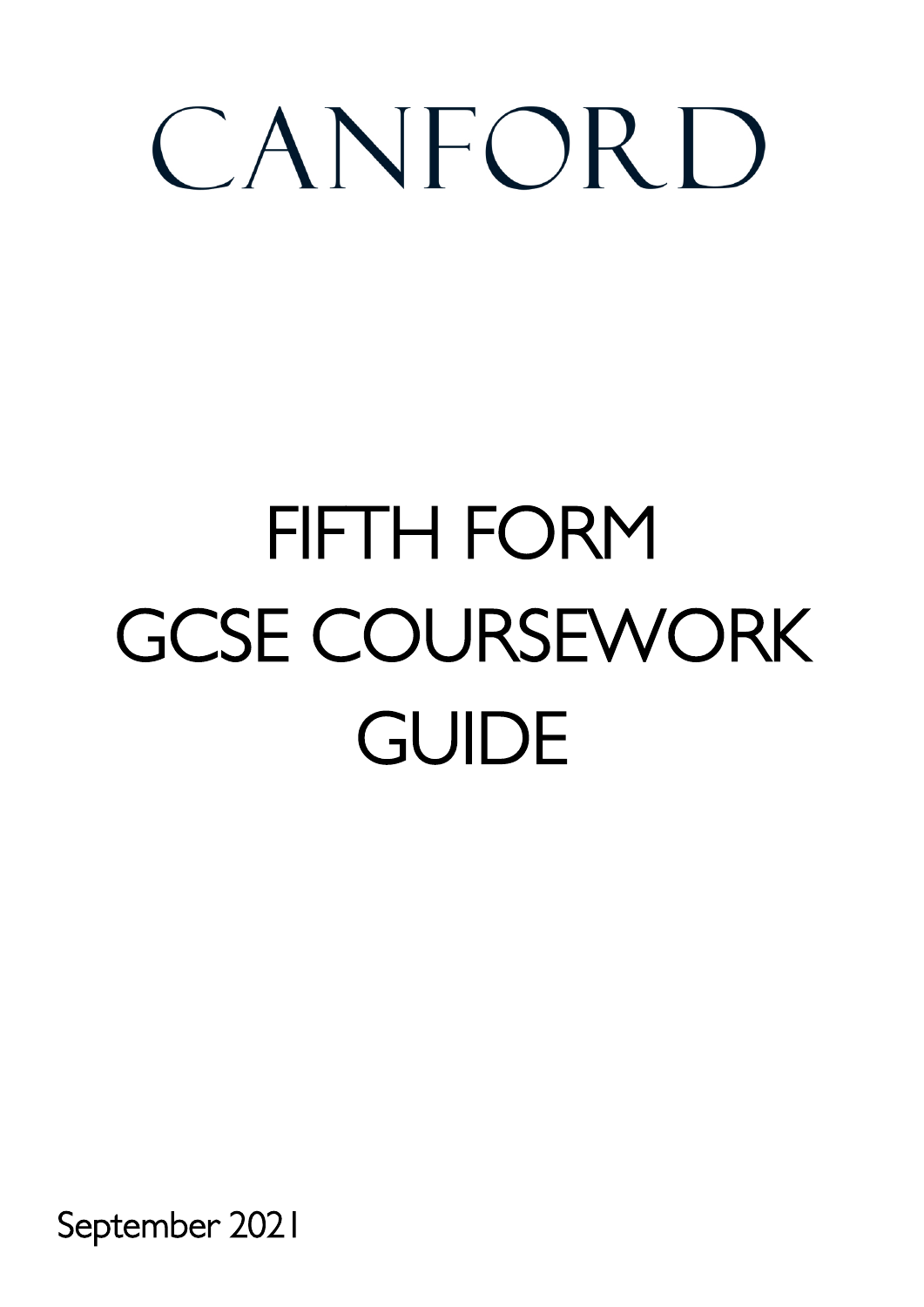# CANFORD

# FIFTH FORM GCSE COURSEWORK GUIDE

September 2021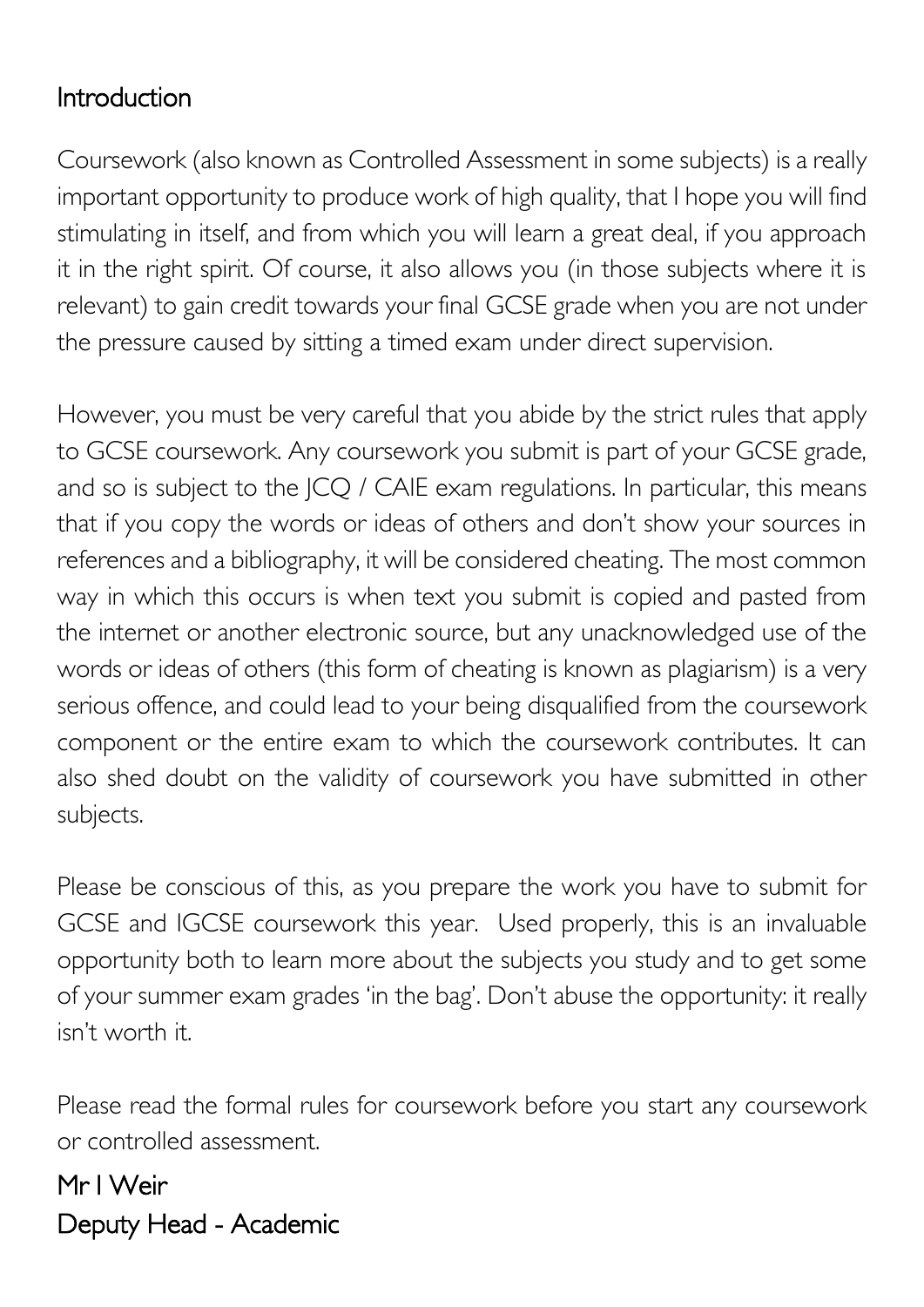## Introduction

Coursework (also known as Controlled Assessment in some subjects) is a really important opportunity to produce work of high quality, that I hope you will find stimulating in itself, and from which you will learn a great deal, if you approach it in the right spirit. Of course, it also allows you (in those subjects where it is relevant) to gain credit towards your final GCSE grade when you are not under the pressure caused by sitting a timed exam under direct supervision.

However, you must be very careful that you abide by the strict rules that apply to GCSE coursework. Any coursework you submit is part of your GCSE grade, and so is subject to the JCQ / CAIE exam regulations. In particular, this means that if you copy the words or ideas of others and don't show your sources in references and a bibliography, it will be considered cheating. The most common way in which this occurs is when text you submit is copied and pasted from the internet or another electronic source, but any unacknowledged use of the words or ideas of others (this form of cheating is known as plagiarism) is a very serious offence, and could lead to your being disqualified from the coursework component or the entire exam to which the coursework contributes. It can also shed doubt on the validity of coursework you have submitted in other subjects.

Please be conscious of this, as you prepare the work you have to submit for GCSE and IGCSE coursework this year. Used properly, this is an invaluable opportunity both to learn more about the subjects you study and to get some of your summer exam grades 'in the bag'. Don't abuse the opportunity: it really isn't worth it.

Please read the formal rules for coursework before you start any coursework or controlled assessment.

Mr I Weir
Deputy Head - Academic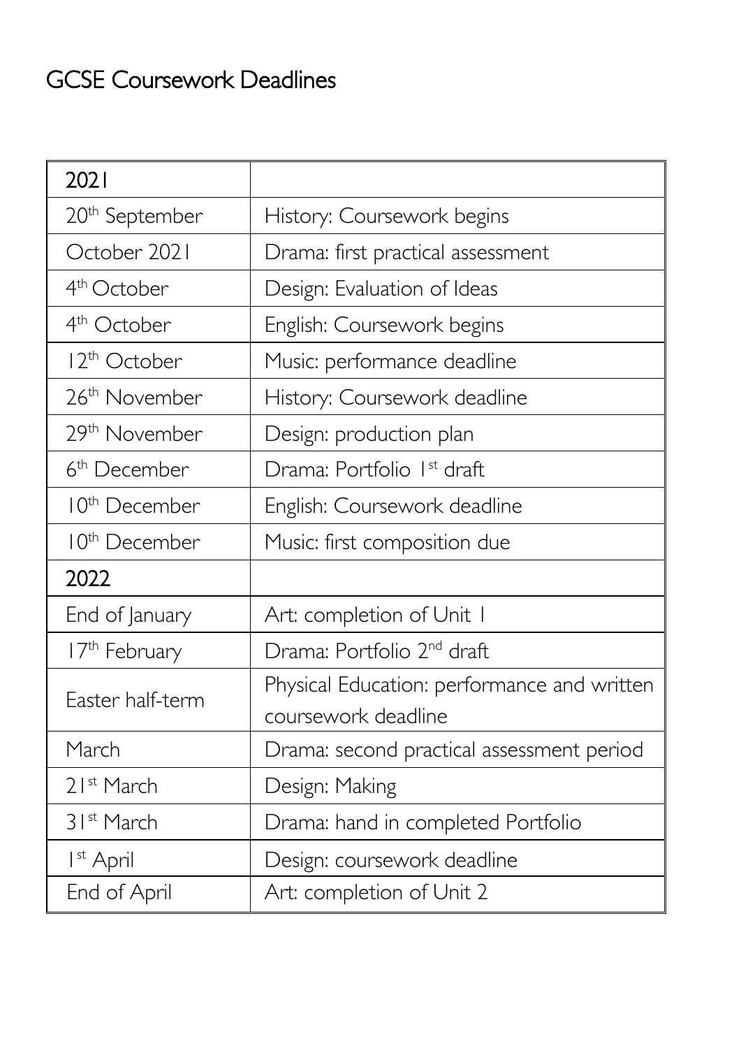# GCSE Coursework Deadlines

| 2021 | |
|---|---|
| 20th September | History: Coursework begins |
| October 2021 | Drama: first practical assessment |
| 4th October | Design: Evaluation of Ideas |
| 4th October | English: Coursework begins |
| 12th October | Music: performance deadline |
| 26th November | History: Coursework deadline |
| 29th November | Design: production plan |
| 6th December | Drama: Portfolio 1st draft |
| 10th December | English: Coursework deadline |
| 10th December | Music: first composition due |
| **2022** | |
| End of January | Art: completion of Unit 1 |
| 17th February | Drama: Portfolio 2nd draft |
| Easter half-term | Physical Education: performance and written coursework deadline |
| March | Drama: second practical assessment period |
| 21st March | Design: Making |
| 31st March | Drama: hand in completed Portfolio |
| 1st April | Design: coursework deadline |
| End of April | Art: completion of Unit 2 |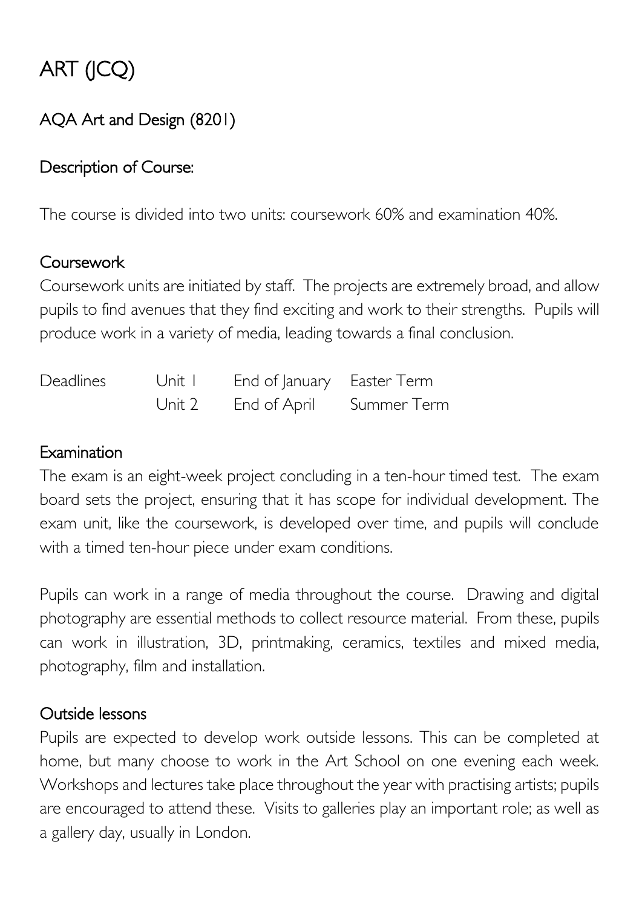# ART (JCQ)

## AQA Art and Design (8201)

### Description of Course:

The course is divided into two units: coursework 60% and examination 40%.

### Coursework

Coursework units are initiated by staff. The projects are extremely broad, and allow pupils to find avenues that they find exciting and work to their strengths. Pupils will produce work in a variety of media, leading towards a final conclusion.

| Deadlines | Unit 1 | End of January | Easter Term |
|---|---|---|---|
| | Unit 2 | End of April | Summer Term |

### Examination

The exam is an eight-week project concluding in a ten-hour timed test. The exam board sets the project, ensuring that it has scope for individual development. The exam unit, like the coursework, is developed over time, and pupils will conclude with a timed ten-hour piece under exam conditions.

Pupils can work in a range of media throughout the course. Drawing and digital photography are essential methods to collect resource material. From these, pupils can work in illustration, 3D, printmaking, ceramics, textiles and mixed media, photography, film and installation.

### Outside lessons

Pupils are expected to develop work outside lessons. This can be completed at home, but many choose to work in the Art School on one evening each week. Workshops and lectures take place throughout the year with practising artists; pupils are encouraged to attend these. Visits to galleries play an important role; as well as a gallery day, usually in London.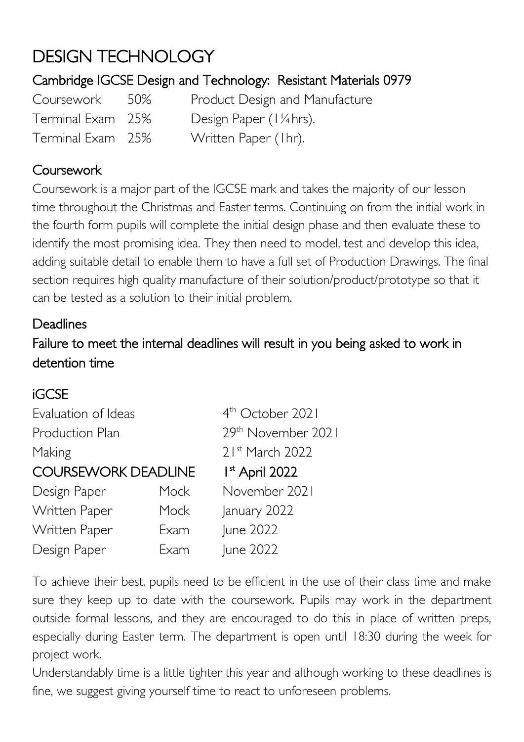# DESIGN TECHNOLOGY

## Cambridge IGCSE Design and Technology: Resistant Materials 0979

| | | |
|---|---|---|
| Coursework | 50% | Product Design and Manufacture |
| Terminal Exam | 25% | Design Paper (1¼hrs). |
| Terminal Exam | 25% | Written Paper (1hr). |

### Coursework

Coursework is a major part of the IGCSE mark and takes the majority of our lesson time throughout the Christmas and Easter terms. Continuing on from the initial work in the fourth form pupils will complete the initial design phase and then evaluate these to identify the most promising idea. They then need to model, test and develop this idea, adding suitable detail to enable them to have a full set of Production Drawings. The final section requires high quality manufacture of their solution/product/prototype so that it can be tested as a solution to their initial problem.

### Deadlines

### Failure to meet the internal deadlines will result in you being asked to work in detention time

### iGCSE

| | | |
|---|---|---|
| Evaluation of Ideas | | 4th October 2021 |
| Production Plan | | 29th November 2021 |
| Making | | 21st March 2022 |
| **COURSEWORK DEADLINE** | | **1st April 2022** |
| Design Paper | Mock | November 2021 |
| Written Paper | Mock | January 2022 |
| Written Paper | Exam | June 2022 |
| Design Paper | Exam | June 2022 |

To achieve their best, pupils need to be efficient in the use of their class time and make sure they keep up to date with the coursework. Pupils may work in the department outside formal lessons, and they are encouraged to do this in place of written preps, especially during Easter term. The department is open until 18:30 during the week for project work.

Understandably time is a little tighter this year and although working to these deadlines is fine, we suggest giving yourself time to react to unforeseen problems.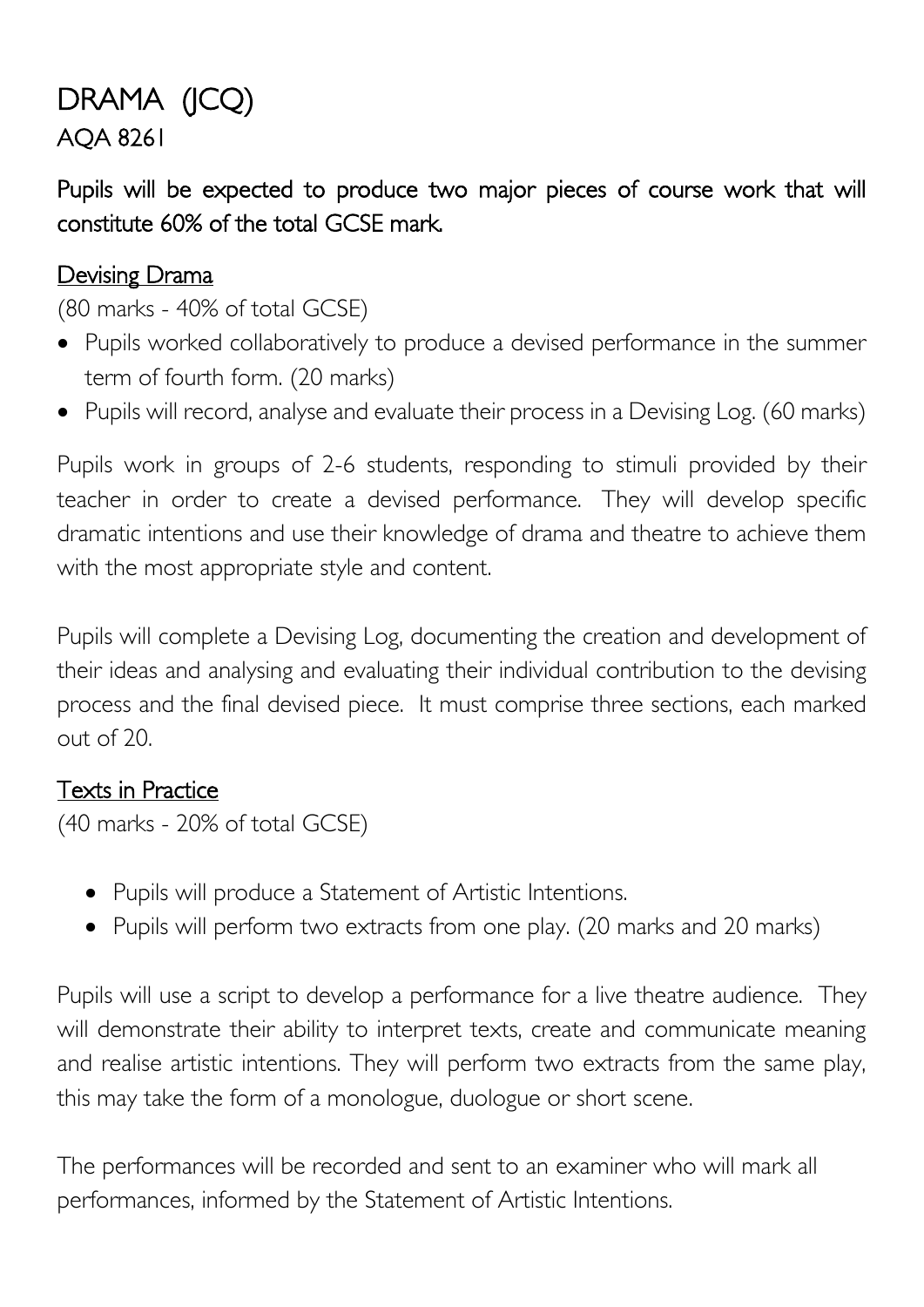# DRAMA (JCQ)

## AQA 8261

**Pupils will be expected to produce two major pieces of course work that will constitute 60% of the total GCSE mark.**

### Devising Drama

(80 marks - 40% of total GCSE)

- Pupils worked collaboratively to produce a devised performance in the summer term of fourth form. (20 marks)
- Pupils will record, analyse and evaluate their process in a Devising Log. (60 marks)

Pupils work in groups of 2-6 students, responding to stimuli provided by their teacher in order to create a devised performance. They will develop specific dramatic intentions and use their knowledge of drama and theatre to achieve them with the most appropriate style and content.

Pupils will complete a Devising Log, documenting the creation and development of their ideas and analysing and evaluating their individual contribution to the devising process and the final devised piece. It must comprise three sections, each marked out of 20.

### Texts in Practice

(40 marks - 20% of total GCSE)

- Pupils will produce a Statement of Artistic Intentions.
- Pupils will perform two extracts from one play. (20 marks and 20 marks)

Pupils will use a script to develop a performance for a live theatre audience. They will demonstrate their ability to interpret texts, create and communicate meaning and realise artistic intentions. They will perform two extracts from the same play, this may take the form of a monologue, duologue or short scene.

The performances will be recorded and sent to an examiner who will mark all performances, informed by the Statement of Artistic Intentions.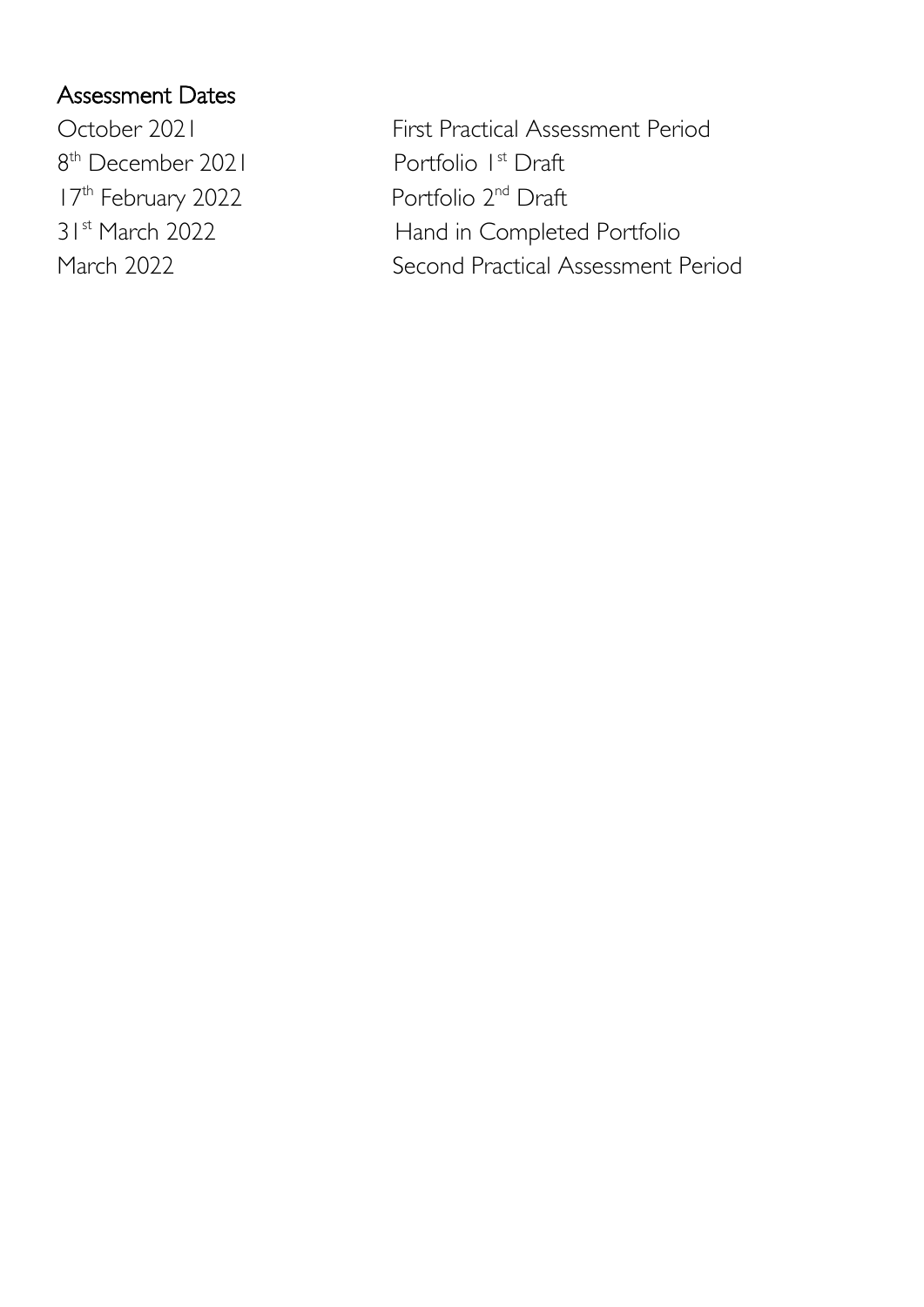## Assessment Dates

| | |
|---|---|
| October 2021 | First Practical Assessment Period |
| 8th December 2021 | Portfolio 1st Draft |
| 17th February 2022 | Portfolio 2nd Draft |
| 31st March 2022 | Hand in Completed Portfolio |
| March 2022 | Second Practical Assessment Period |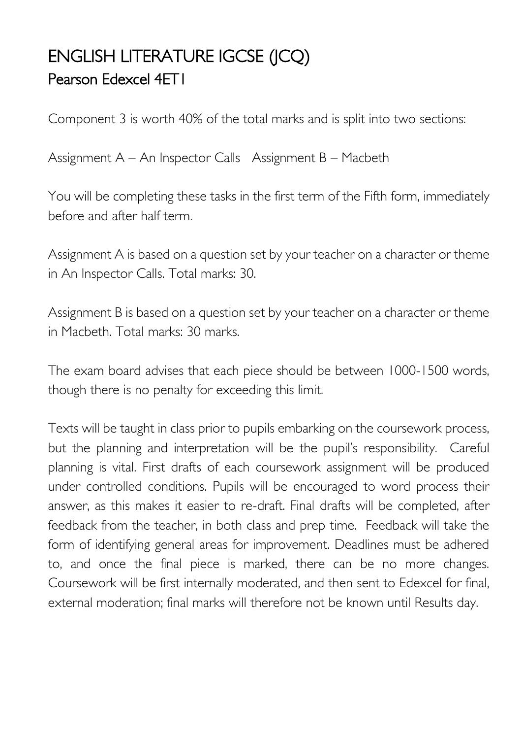# ENGLISH LITERATURE IGCSE (JCQ)

## Pearson Edexcel 4ET1

Component 3 is worth 40% of the total marks and is split into two sections:

Assignment A – An Inspector Calls   Assignment B – Macbeth

You will be completing these tasks in the first term of the Fifth form, immediately before and after half term.

Assignment A is based on a question set by your teacher on a character or theme in An Inspector Calls. Total marks: 30.

Assignment B is based on a question set by your teacher on a character or theme in Macbeth. Total marks: 30 marks.

The exam board advises that each piece should be between 1000-1500 words, though there is no penalty for exceeding this limit.

Texts will be taught in class prior to pupils embarking on the coursework process, but the planning and interpretation will be the pupil's responsibility. Careful planning is vital. First drafts of each coursework assignment will be produced under controlled conditions. Pupils will be encouraged to word process their answer, as this makes it easier to re-draft. Final drafts will be completed, after feedback from the teacher, in both class and prep time. Feedback will take the form of identifying general areas for improvement. Deadlines must be adhered to, and once the final piece is marked, there can be no more changes. Coursework will be first internally moderated, and then sent to Edexcel for final, external moderation; final marks will therefore not be known until Results day.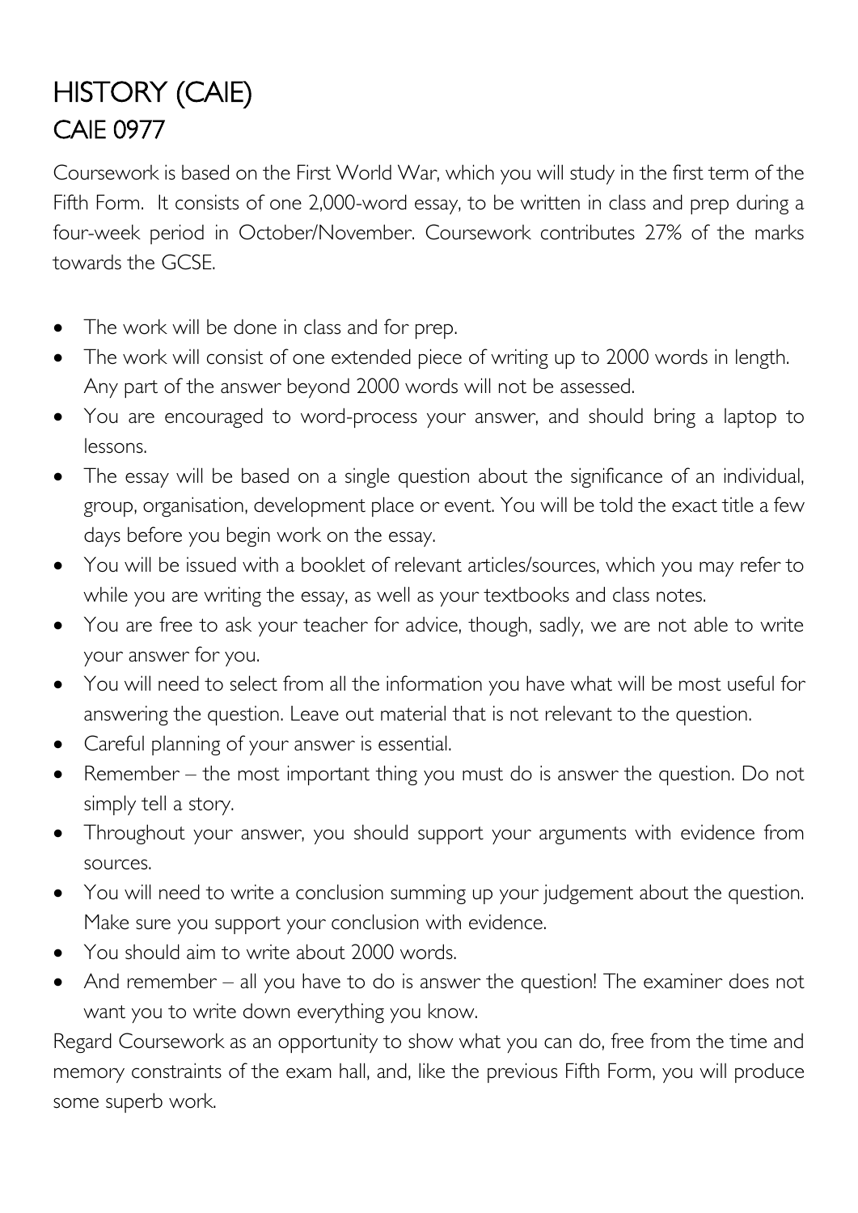# HISTORY (CAIE)
## CAIE 0977

Coursework is based on the First World War, which you will study in the first term of the Fifth Form. It consists of one 2,000-word essay, to be written in class and prep during a four-week period in October/November. Coursework contributes 27% of the marks towards the GCSE.

- The work will be done in class and for prep.
- The work will consist of one extended piece of writing up to 2000 words in length. Any part of the answer beyond 2000 words will not be assessed.
- You are encouraged to word-process your answer, and should bring a laptop to lessons.
- The essay will be based on a single question about the significance of an individual, group, organisation, development place or event. You will be told the exact title a few days before you begin work on the essay.
- You will be issued with a booklet of relevant articles/sources, which you may refer to while you are writing the essay, as well as your textbooks and class notes.
- You are free to ask your teacher for advice, though, sadly, we are not able to write your answer for you.
- You will need to select from all the information you have what will be most useful for answering the question. Leave out material that is not relevant to the question.
- Careful planning of your answer is essential.
- Remember – the most important thing you must do is answer the question. Do not simply tell a story.
- Throughout your answer, you should support your arguments with evidence from sources.
- You will need to write a conclusion summing up your judgement about the question. Make sure you support your conclusion with evidence.
- You should aim to write about 2000 words.
- And remember – all you have to do is answer the question! The examiner does not want you to write down everything you know.

Regard Coursework as an opportunity to show what you can do, free from the time and memory constraints of the exam hall, and, like the previous Fifth Form, you will produce some superb work.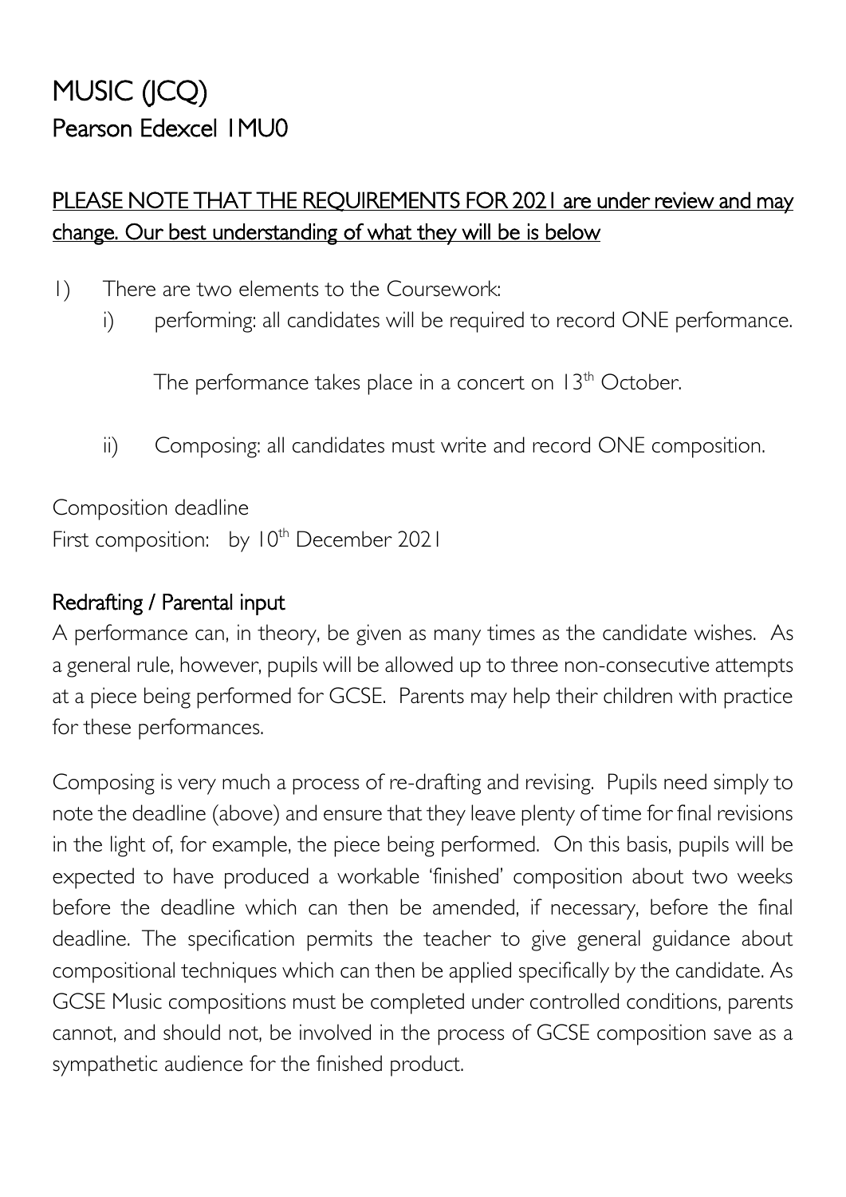# MUSIC (JCQ)

## Pearson Edexcel 1MU0

PLEASE NOTE THAT THE REQUIREMENTS FOR 2021 are under review and may change. Our best understanding of what they will be is below

1) There are two elements to the Coursework:
   i) performing: all candidates will be required to record ONE performance.

      The performance takes place in a concert on 13th October.

   ii) Composing: all candidates must write and record ONE composition.

Composition deadline
First composition: by 10th December 2021

### Redrafting / Parental input

A performance can, in theory, be given as many times as the candidate wishes. As a general rule, however, pupils will be allowed up to three non-consecutive attempts at a piece being performed for GCSE. Parents may help their children with practice for these performances.

Composing is very much a process of re-drafting and revising. Pupils need simply to note the deadline (above) and ensure that they leave plenty of time for final revisions in the light of, for example, the piece being performed. On this basis, pupils will be expected to have produced a workable 'finished' composition about two weeks before the deadline which can then be amended, if necessary, before the final deadline. The specification permits the teacher to give general guidance about compositional techniques which can then be applied specifically by the candidate. As GCSE Music compositions must be completed under controlled conditions, parents cannot, and should not, be involved in the process of GCSE composition save as a sympathetic audience for the finished product.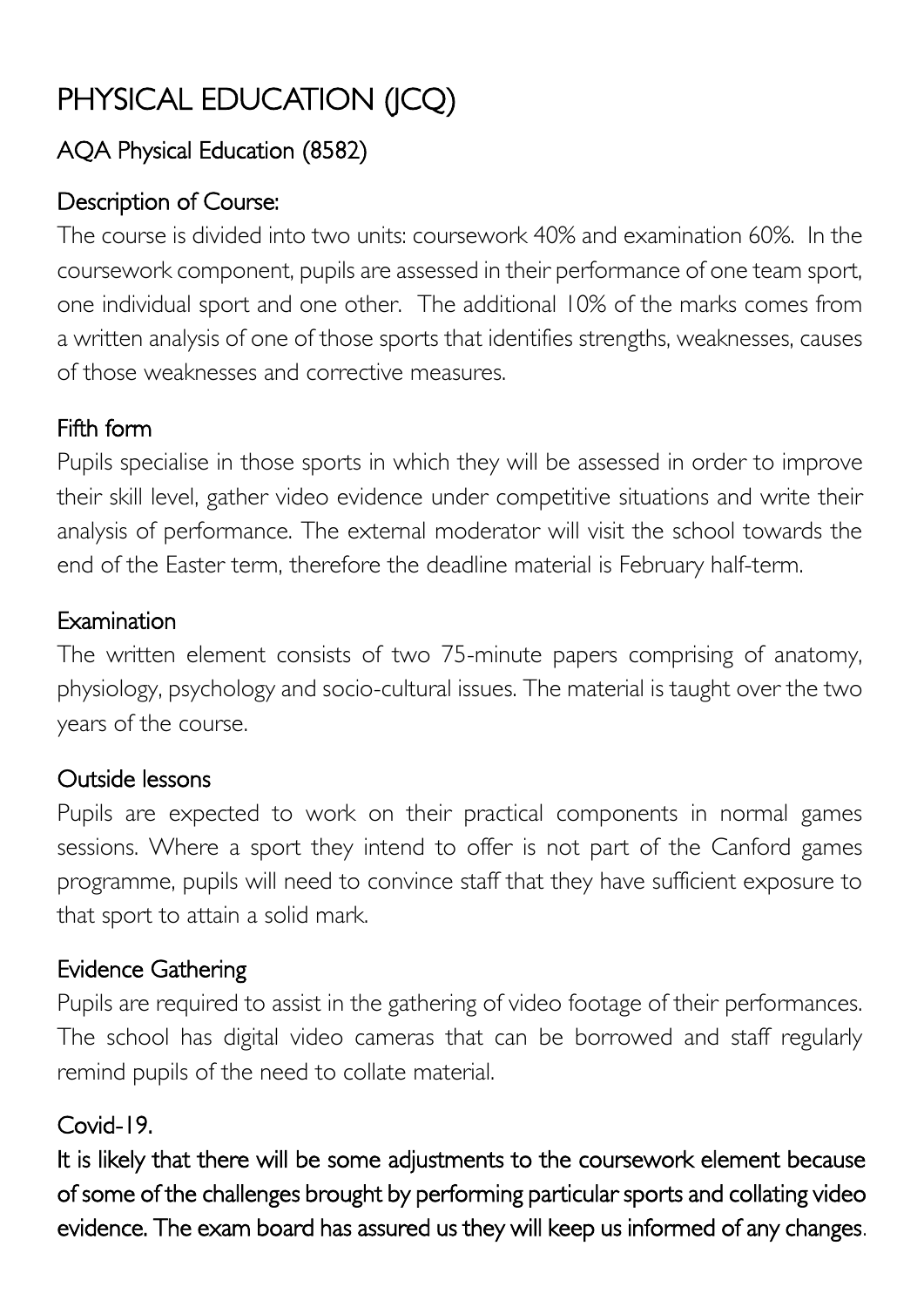# PHYSICAL EDUCATION (JCQ)

## AQA Physical Education (8582)

### Description of Course:

The course is divided into two units: coursework 40% and examination 60%. In the coursework component, pupils are assessed in their performance of one team sport, one individual sport and one other. The additional 10% of the marks comes from a written analysis of one of those sports that identifies strengths, weaknesses, causes of those weaknesses and corrective measures.

### Fifth form

Pupils specialise in those sports in which they will be assessed in order to improve their skill level, gather video evidence under competitive situations and write their analysis of performance. The external moderator will visit the school towards the end of the Easter term, therefore the deadline material is February half-term.

### Examination

The written element consists of two 75-minute papers comprising of anatomy, physiology, psychology and socio-cultural issues. The material is taught over the two years of the course.

### Outside lessons

Pupils are expected to work on their practical components in normal games sessions. Where a sport they intend to offer is not part of the Canford games programme, pupils will need to convince staff that they have sufficient exposure to that sport to attain a solid mark.

### Evidence Gathering

Pupils are required to assist in the gathering of video footage of their performances. The school has digital video cameras that can be borrowed and staff regularly remind pupils of the need to collate material.

### Covid-19.

It is likely that there will be some adjustments to the coursework element because of some of the challenges brought by performing particular sports and collating video evidence. The exam board has assured us they will keep us informed of any changes.